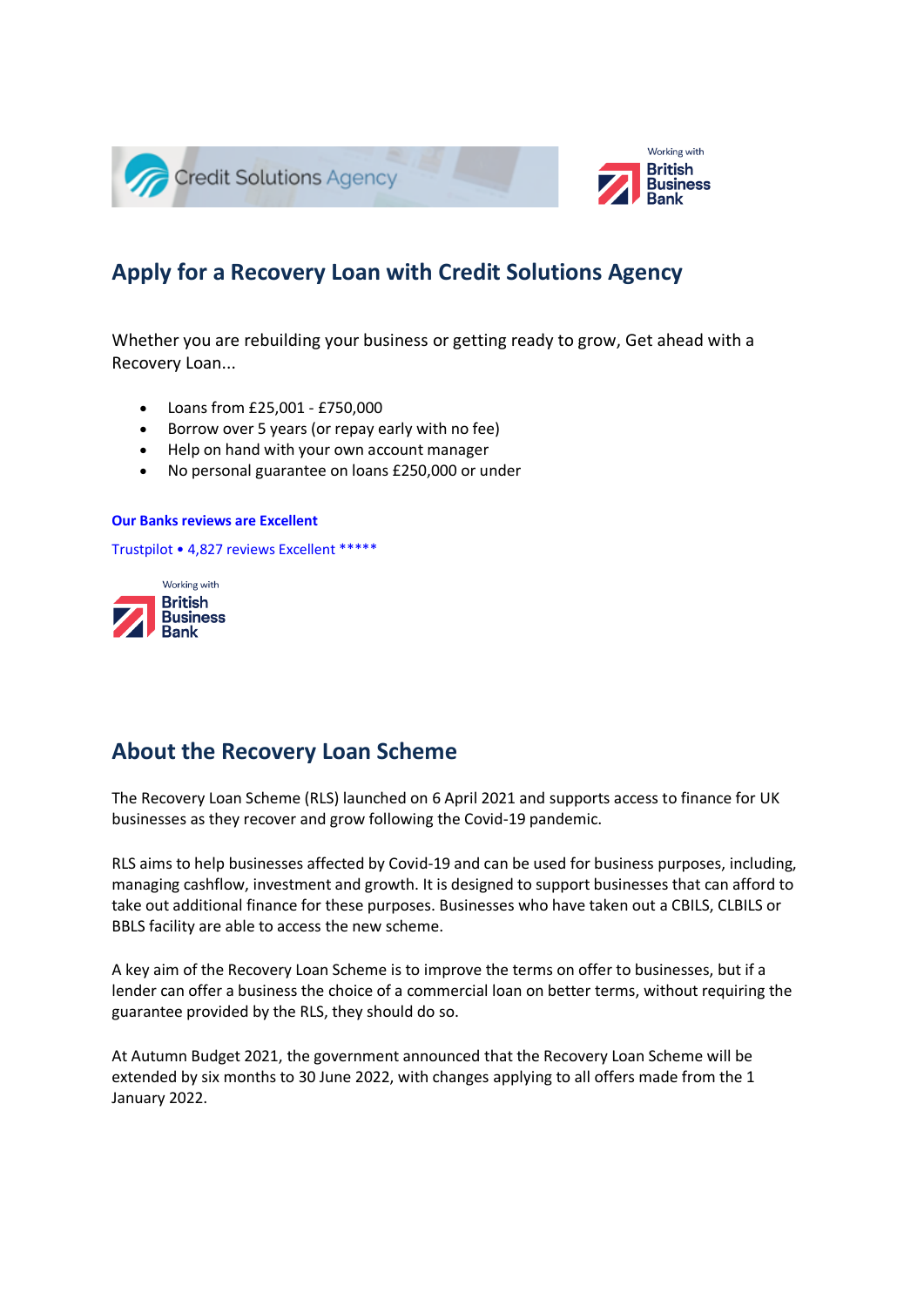Credit Solutions Agency

Working with British Business Bank

## Apply for a Recovery Loan with Credit Solutions Agency

Whether you are rebuilding your business or getting ready to grow, Get ahead with a Recovery Loan...

- Loans from £25,001 - £750,000
- Borrow over 5 years (or repay early with no fee)
- Help on hand with your own account manager
- No personal guarantee on loans £250,000 or under

**Our Banks reviews are Excellent**

Trustpilot • 4,827 reviews Excellent *****

Working with British Business Bank

## About the Recovery Loan Scheme

The Recovery Loan Scheme (RLS) launched on 6 April 2021 and supports access to finance for UK businesses as they recover and grow following the Covid-19 pandemic.

RLS aims to help businesses affected by Covid-19 and can be used for business purposes, including, managing cashflow, investment and growth. It is designed to support businesses that can afford to take out additional finance for these purposes. Businesses who have taken out a CBILS, CLBILS or BBLS facility are able to access the new scheme.

A key aim of the Recovery Loan Scheme is to improve the terms on offer to businesses, but if a lender can offer a business the choice of a commercial loan on better terms, without requiring the guarantee provided by the RLS, they should do so.

At Autumn Budget 2021, the government announced that the Recovery Loan Scheme will be extended by six months to 30 June 2022, with changes applying to all offers made from the 1 January 2022.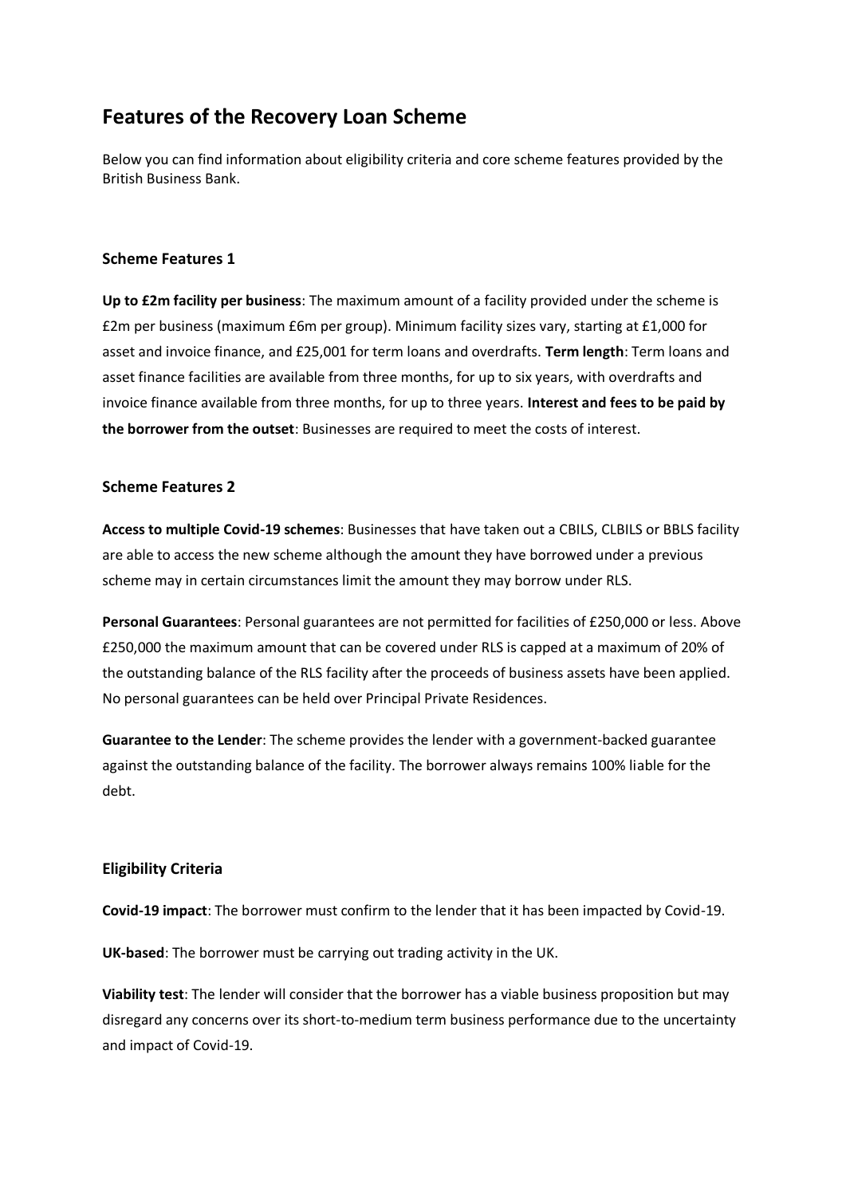# Features of the Recovery Loan Scheme

Below you can find information about eligibility criteria and core scheme features provided by the British Business Bank.

### Scheme Features 1

**Up to £2m facility per business**: The maximum amount of a facility provided under the scheme is £2m per business (maximum £6m per group). Minimum facility sizes vary, starting at £1,000 for asset and invoice finance, and £25,001 for term loans and overdrafts. **Term length**: Term loans and asset finance facilities are available from three months, for up to six years, with overdrafts and invoice finance available from three months, for up to three years. **Interest and fees to be paid by the borrower from the outset**: Businesses are required to meet the costs of interest.

### Scheme Features 2

**Access to multiple Covid-19 schemes**: Businesses that have taken out a CBILS, CLBILS or BBLS facility are able to access the new scheme although the amount they have borrowed under a previous scheme may in certain circumstances limit the amount they may borrow under RLS.

**Personal Guarantees**: Personal guarantees are not permitted for facilities of £250,000 or less. Above £250,000 the maximum amount that can be covered under RLS is capped at a maximum of 20% of the outstanding balance of the RLS facility after the proceeds of business assets have been applied. No personal guarantees can be held over Principal Private Residences.

**Guarantee to the Lender**: The scheme provides the lender with a government-backed guarantee against the outstanding balance of the facility. The borrower always remains 100% liable for the debt.

### Eligibility Criteria

**Covid-19 impact**: The borrower must confirm to the lender that it has been impacted by Covid-19.

**UK-based**: The borrower must be carrying out trading activity in the UK.

**Viability test**: The lender will consider that the borrower has a viable business proposition but may disregard any concerns over its short-to-medium term business performance due to the uncertainty and impact of Covid-19.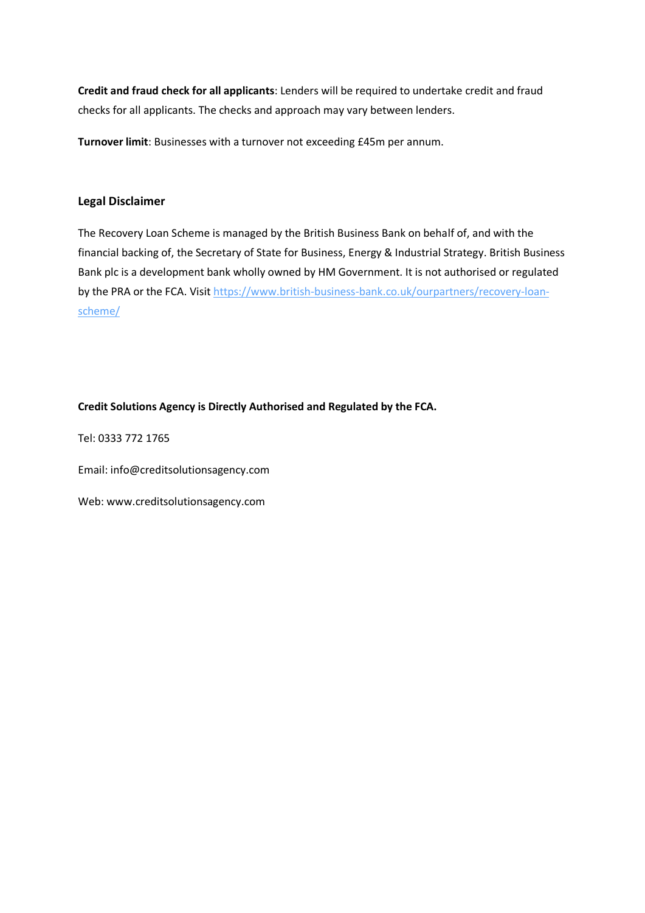**Credit and fraud check for all applicants**: Lenders will be required to undertake credit and fraud checks for all applicants. The checks and approach may vary between lenders.

**Turnover limit**: Businesses with a turnover not exceeding £45m per annum.

## Legal Disclaimer

The Recovery Loan Scheme is managed by the British Business Bank on behalf of, and with the financial backing of, the Secretary of State for Business, Energy & Industrial Strategy. British Business Bank plc is a development bank wholly owned by HM Government. It is not authorised or regulated by the PRA or the FCA. Visit [https://www.british-business-bank.co.uk/ourpartners/recovery-loan-scheme/](https://www.british-business-bank.co.uk/ourpartners/recovery-loan-scheme/)

**Credit Solutions Agency is Directly Authorised and Regulated by the FCA.**

Tel: 0333 772 1765

Email: info@creditsolutionsagency.com

Web: www.creditsolutionsagency.com